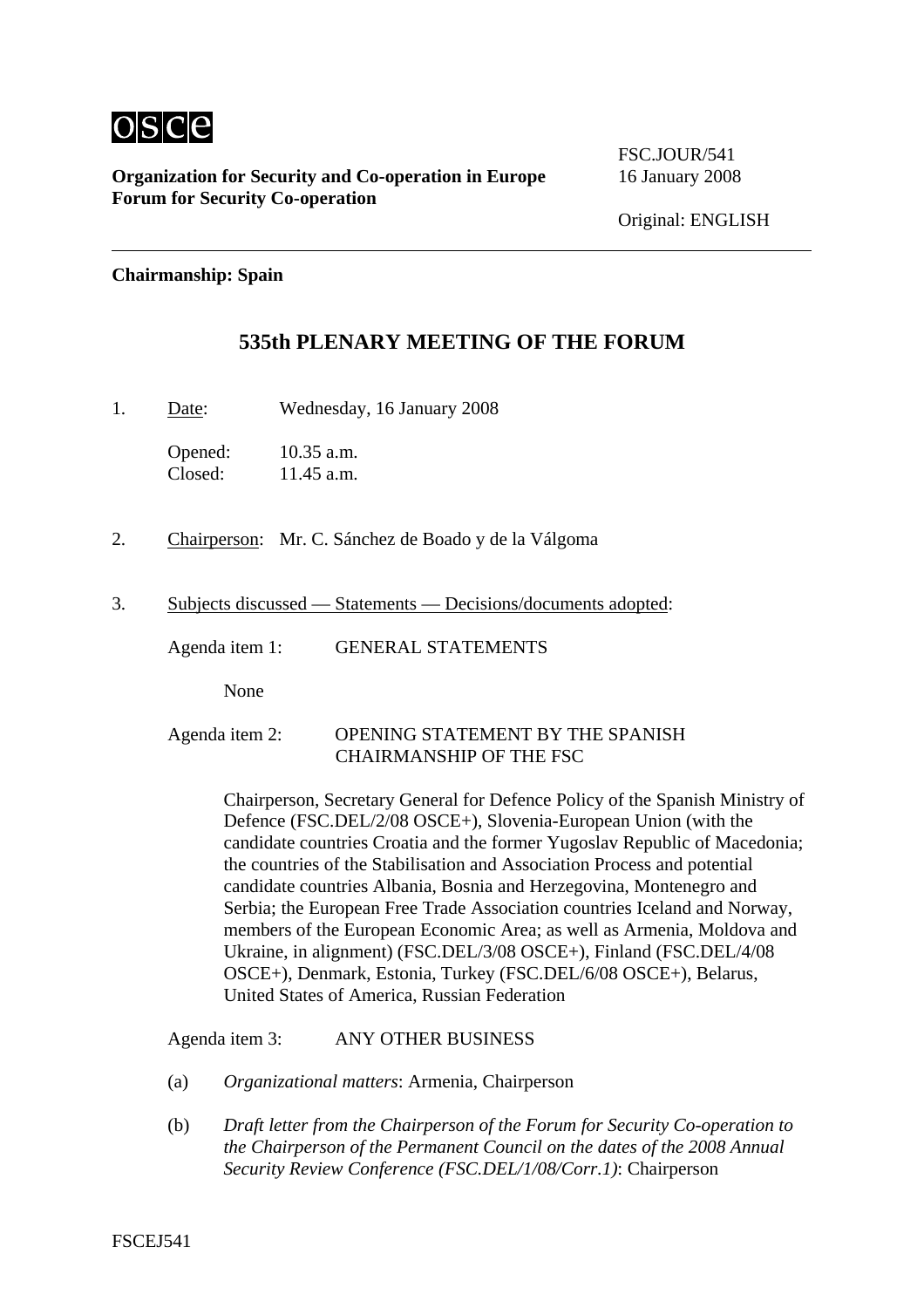**Organization for Security and Co-operation in Europe**
**Forum for Security Co-operation**

FSC.JOUR/541
16 January 2008

Original: ENGLISH

---

**Chairmanship: Spain**

## 535th PLENARY MEETING OF THE FORUM

1. Date: Wednesday, 16 January 2008

   Opened: 10.35 a.m.
   Closed: 11.45 a.m.

2. Chairperson: Mr. C. Sánchez de Boado y de la Válgoma

3. Subjects discussed — Statements — Decisions/documents adopted:

   Agenda item 1: GENERAL STATEMENTS

   None

   Agenda item 2: OPENING STATEMENT BY THE SPANISH CHAIRMANSHIP OF THE FSC

   Chairperson, Secretary General for Defence Policy of the Spanish Ministry of Defence (FSC.DEL/2/08 OSCE+), Slovenia-European Union (with the candidate countries Croatia and the former Yugoslav Republic of Macedonia; the countries of the Stabilisation and Association Process and potential candidate countries Albania, Bosnia and Herzegovina, Montenegro and Serbia; the European Free Trade Association countries Iceland and Norway, members of the European Economic Area; as well as Armenia, Moldova and Ukraine, in alignment) (FSC.DEL/3/08 OSCE+), Finland (FSC.DEL/4/08 OSCE+), Denmark, Estonia, Turkey (FSC.DEL/6/08 OSCE+), Belarus, United States of America, Russian Federation

   Agenda item 3: ANY OTHER BUSINESS

   (a) *Organizational matters*: Armenia, Chairperson

   (b) *Draft letter from the Chairperson of the Forum for Security Co-operation to the Chairperson of the Permanent Council on the dates of the 2008 Annual Security Review Conference (FSC.DEL/1/08/Corr.1)*: Chairperson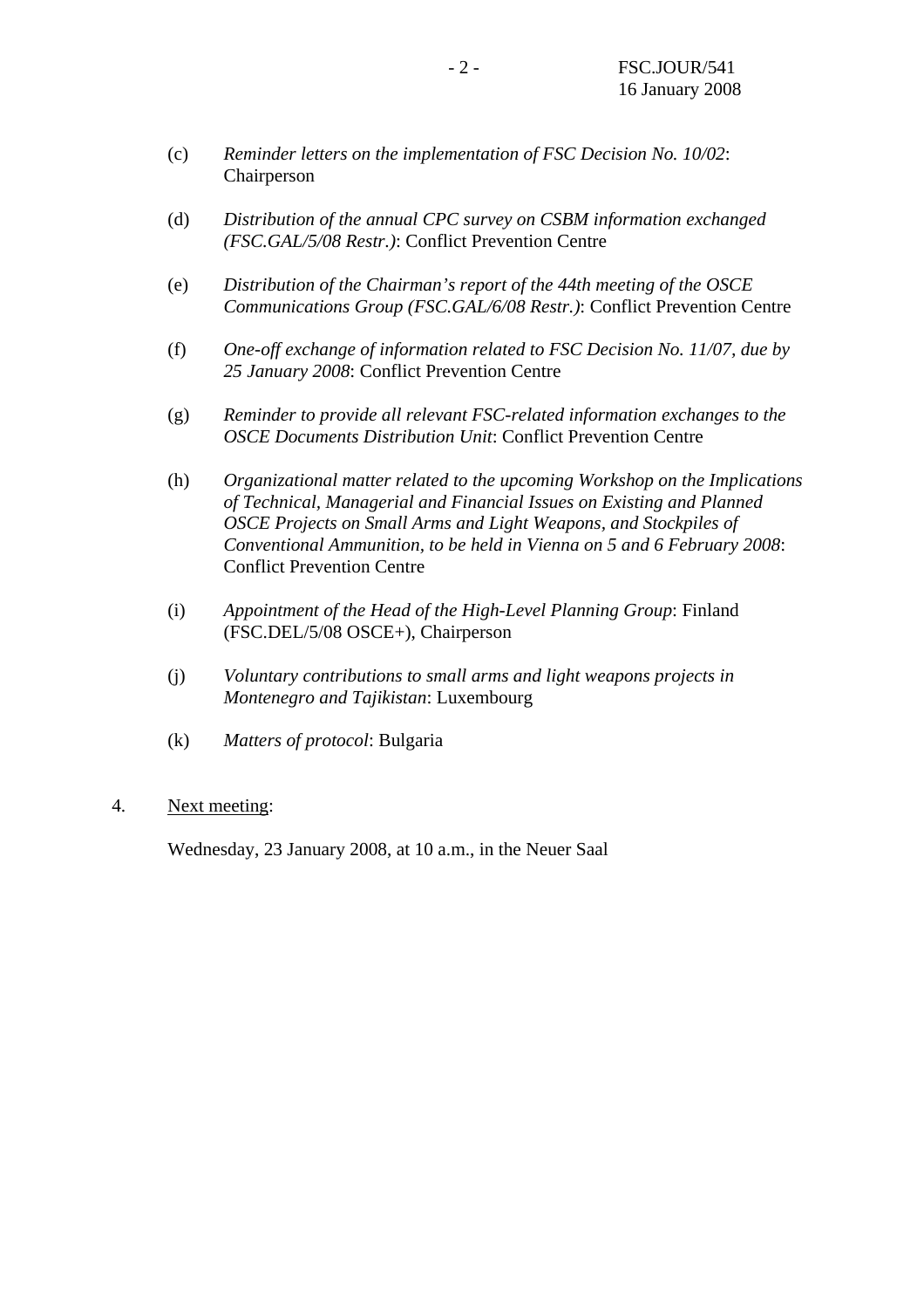(c) *Reminder letters on the implementation of FSC Decision No. 10/02*: Chairperson

(d) *Distribution of the annual CPC survey on CSBM information exchanged (FSC.GAL/5/08 Restr.)*: Conflict Prevention Centre

(e) *Distribution of the Chairman's report of the 44th meeting of the OSCE Communications Group (FSC.GAL/6/08 Restr.)*: Conflict Prevention Centre

(f) *One-off exchange of information related to FSC Decision No. 11/07, due by 25 January 2008*: Conflict Prevention Centre

(g) *Reminder to provide all relevant FSC-related information exchanges to the OSCE Documents Distribution Unit*: Conflict Prevention Centre

(h) *Organizational matter related to the upcoming Workshop on the Implications of Technical, Managerial and Financial Issues on Existing and Planned OSCE Projects on Small Arms and Light Weapons, and Stockpiles of Conventional Ammunition, to be held in Vienna on 5 and 6 February 2008*: Conflict Prevention Centre

(i) *Appointment of the Head of the High-Level Planning Group*: Finland (FSC.DEL/5/08 OSCE+), Chairperson

(j) *Voluntary contributions to small arms and light weapons projects in Montenegro and Tajikistan*: Luxembourg

(k) *Matters of protocol*: Bulgaria

4. Next meeting:

Wednesday, 23 January 2008, at 10 a.m., in the Neuer Saal